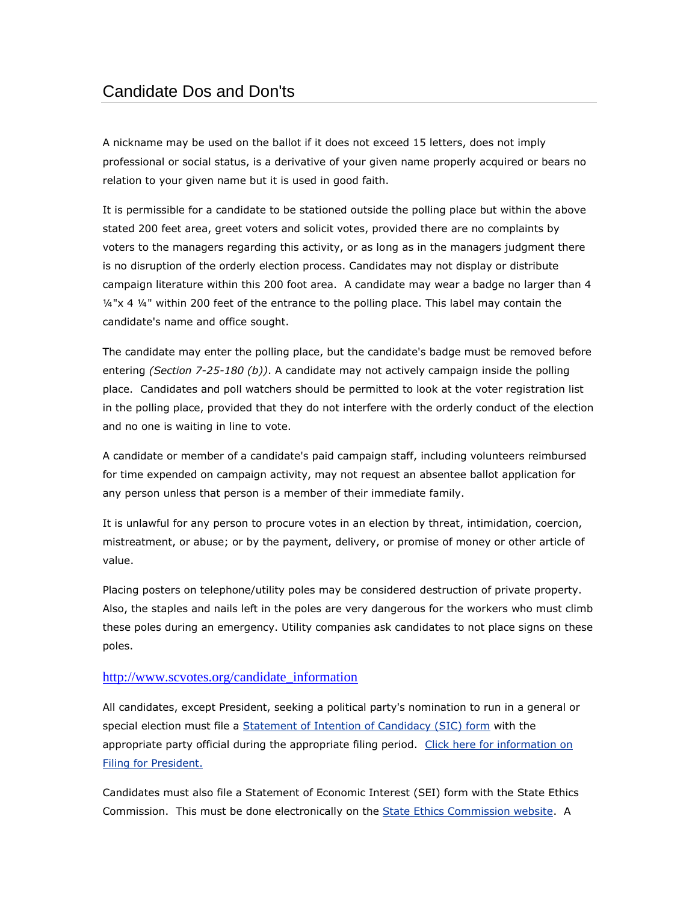# Candidate Dos and Don'ts

A nickname may be used on the ballot if it does not exceed 15 letters, does not imply professional or social status, is a derivative of your given name properly acquired or bears no relation to your given name but it is used in good faith.

It is permissible for a candidate to be stationed outside the polling place but within the above stated 200 feet area, greet voters and solicit votes, provided there are no complaints by voters to the managers regarding this activity, or as long as in the managers judgment there is no disruption of the orderly election process. Candidates may not display or distribute campaign literature within this 200 foot area. A candidate may wear a badge no larger than 4 ¼"x 4 ¼" within 200 feet of the entrance to the polling place. This label may contain the candidate's name and office sought.

The candidate may enter the polling place, but the candidate's badge must be removed before entering *(Section 7-25-180 (b))*. A candidate may not actively campaign inside the polling place. Candidates and poll watchers should be permitted to look at the voter registration list in the polling place, provided that they do not interfere with the orderly conduct of the election and no one is waiting in line to vote.

A candidate or member of a candidate's paid campaign staff, including volunteers reimbursed for time expended on campaign activity, may not request an absentee ballot application for any person unless that person is a member of their immediate family.

It is unlawful for any person to procure votes in an election by threat, intimidation, coercion, mistreatment, or abuse; or by the payment, delivery, or promise of money or other article of value.

Placing posters on telephone/utility poles may be considered destruction of private property. Also, the staples and nails left in the poles are very dangerous for the workers who must climb these poles during an emergency. Utility companies ask candidates to not place signs on these poles.

[http://www.scvotes.org/candidate_information](http://www.scvotes.org/candidate_information)

All candidates, except President, seeking a political party's nomination to run in a general or special election must file a [Statement of Intention of Candidacy (SIC) form]() with the appropriate party official during the appropriate filing period. [Click here for information on Filing for President.]()

Candidates must also file a Statement of Economic Interest (SEI) form with the State Ethics Commission. This must be done electronically on the [State Ethics Commission website](). A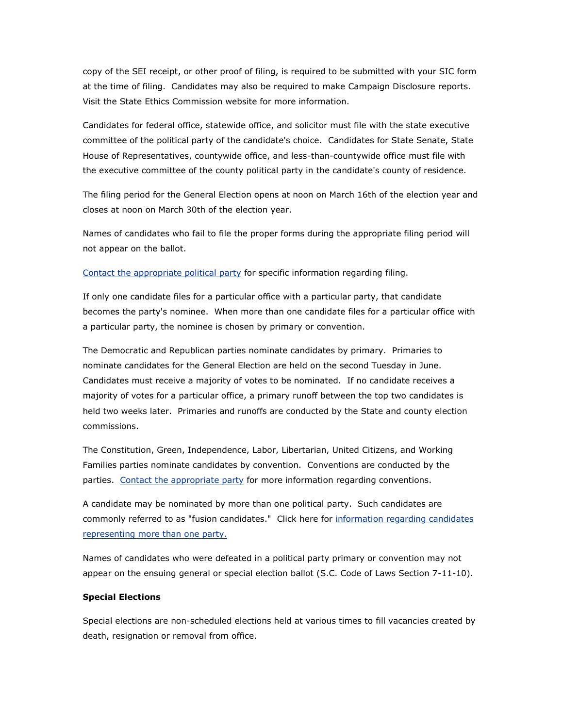copy of the SEI receipt, or other proof of filing, is required to be submitted with your SIC form at the time of filing. Candidates may also be required to make Campaign Disclosure reports. Visit the State Ethics Commission website for more information.

Candidates for federal office, statewide office, and solicitor must file with the state executive committee of the political party of the candidate's choice. Candidates for State Senate, State House of Representatives, countywide office, and less-than-countywide office must file with the executive committee of the county political party in the candidate's county of residence.

The filing period for the General Election opens at noon on March 16th of the election year and closes at noon on March 30th of the election year.

Names of candidates who fail to file the proper forms during the appropriate filing period will not appear on the ballot.

Contact the appropriate political party for specific information regarding filing.

If only one candidate files for a particular office with a particular party, that candidate becomes the party's nominee. When more than one candidate files for a particular office with a particular party, the nominee is chosen by primary or convention.

The Democratic and Republican parties nominate candidates by primary. Primaries to nominate candidates for the General Election are held on the second Tuesday in June. Candidates must receive a majority of votes to be nominated. If no candidate receives a majority of votes for a particular office, a primary runoff between the top two candidates is held two weeks later. Primaries and runoffs are conducted by the State and county election commissions.

The Constitution, Green, Independence, Labor, Libertarian, United Citizens, and Working Families parties nominate candidates by convention. Conventions are conducted by the parties. Contact the appropriate party for more information regarding conventions.

A candidate may be nominated by more than one political party. Such candidates are commonly referred to as "fusion candidates." Click here for information regarding candidates representing more than one party.

Names of candidates who were defeated in a political party primary or convention may not appear on the ensuing general or special election ballot (S.C. Code of Laws Section 7-11-10).

**Special Elections**

Special elections are non-scheduled elections held at various times to fill vacancies created by death, resignation or removal from office.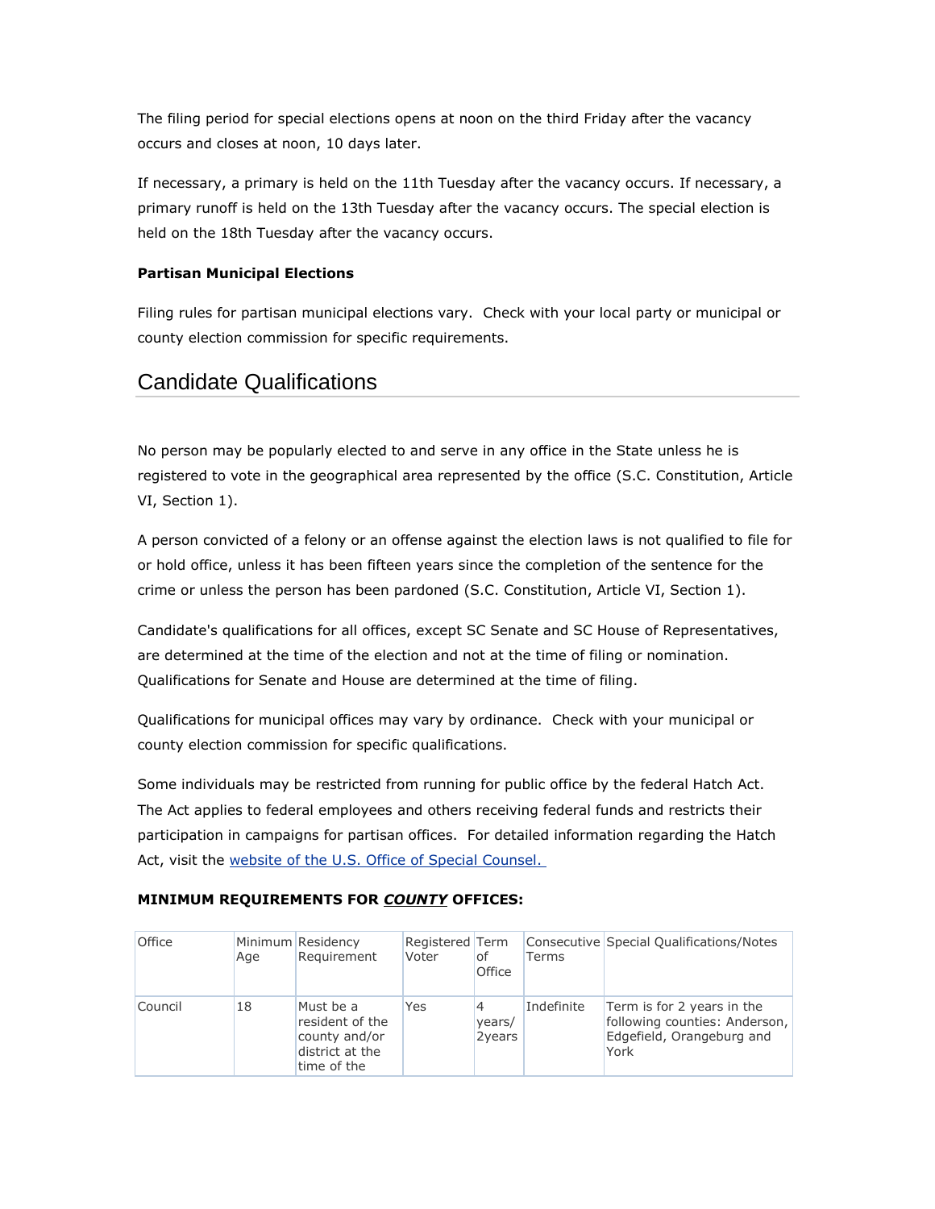The filing period for special elections opens at noon on the third Friday after the vacancy occurs and closes at noon, 10 days later.

If necessary, a primary is held on the 11th Tuesday after the vacancy occurs. If necessary, a primary runoff is held on the 13th Tuesday after the vacancy occurs. The special election is held on the 18th Tuesday after the vacancy occurs.

**Partisan Municipal Elections**

Filing rules for partisan municipal elections vary. Check with your local party or municipal or county election commission for specific requirements.

## Candidate Qualifications

No person may be popularly elected to and serve in any office in the State unless he is registered to vote in the geographical area represented by the office (S.C. Constitution, Article VI, Section 1).

A person convicted of a felony or an offense against the election laws is not qualified to file for or hold office, unless it has been fifteen years since the completion of the sentence for the crime or unless the person has been pardoned (S.C. Constitution, Article VI, Section 1).

Candidate's qualifications for all offices, except SC Senate and SC House of Representatives, are determined at the time of the election and not at the time of filing or nomination. Qualifications for Senate and House are determined at the time of filing.

Qualifications for municipal offices may vary by ordinance. Check with your municipal or county election commission for specific qualifications.

Some individuals may be restricted from running for public office by the federal Hatch Act. The Act applies to federal employees and others receiving federal funds and restricts their participation in campaigns for partisan offices. For detailed information regarding the Hatch Act, visit the [website of the U.S. Office of Special Counsel.](#)

**MINIMUM REQUIREMENTS FOR *COUNTY* OFFICES:**

| Office | Minimum Age | Residency Requirement | Registered Voter | Term of Office | Consecutive Terms | Special Qualifications/Notes |
|---|---|---|---|---|---|---|
| Council | 18 | Must be a resident of the county and/or district at the time of the | Yes | 4 years/ 2years | Indefinite | Term is for 2 years in the following counties: Anderson, Edgefield, Orangeburg and York |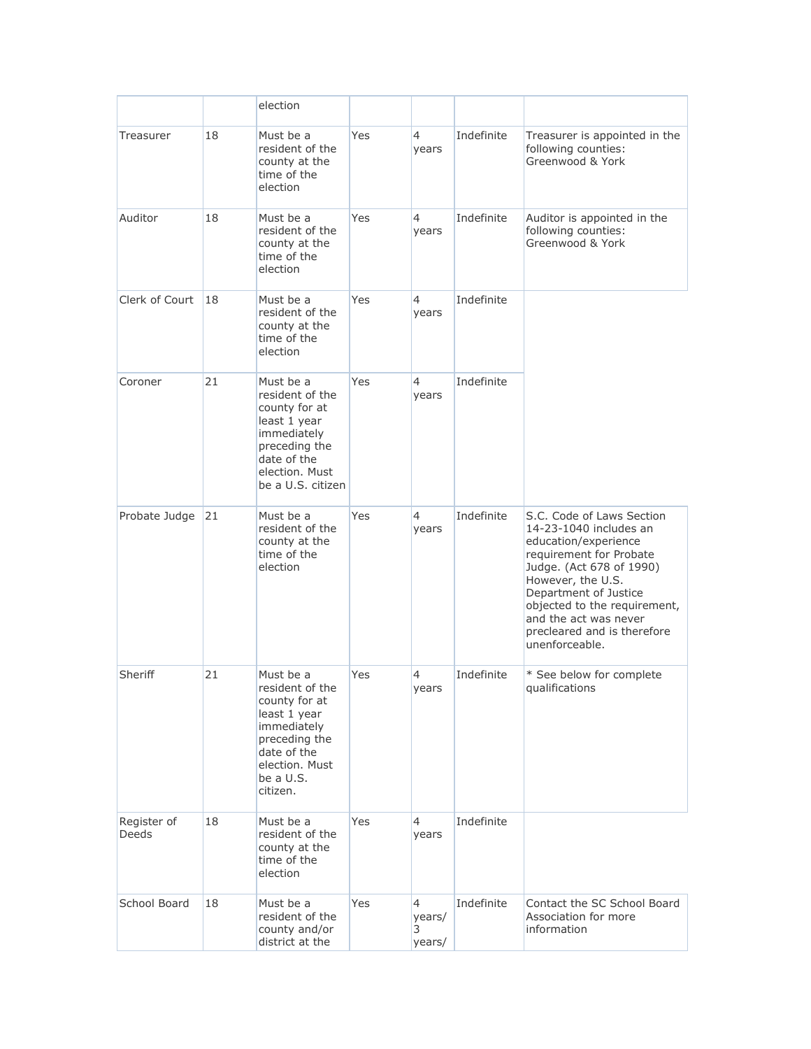| | | election | | | | |
|---|---|---|---|---|---|---|
| Treasurer | 18 | Must be a resident of the county at the time of the election | Yes | 4 years | Indefinite | Treasurer is appointed in the following counties: Greenwood & York |
| Auditor | 18 | Must be a resident of the county at the time of the election | Yes | 4 years | Indefinite | Auditor is appointed in the following counties: Greenwood & York |
| Clerk of Court | 18 | Must be a resident of the county at the time of the election | Yes | 4 years | Indefinite | |
| Coroner | 21 | Must be a resident of the county for at least 1 year immediately preceding the date of the election. Must be a U.S. citizen | Yes | 4 years | Indefinite | |
| Probate Judge | 21 | Must be a resident of the county at the time of the election | Yes | 4 years | Indefinite | S.C. Code of Laws Section 14-23-1040 includes an education/experience requirement for Probate Judge. (Act 678 of 1990) However, the U.S. Department of Justice objected to the requirement, and the act was never precleared and is therefore unenforceable. |
| Sheriff | 21 | Must be a resident of the county for at least 1 year immediately preceding the date of the election. Must be a U.S. citizen. | Yes | 4 years | Indefinite | * See below for complete qualifications |
| Register of Deeds | 18 | Must be a resident of the county at the time of the election | Yes | 4 years | Indefinite | |
| School Board | 18 | Must be a resident of the county and/or district at the | Yes | 4 years/ 3 years/ | Indefinite | Contact the SC School Board Association for more information |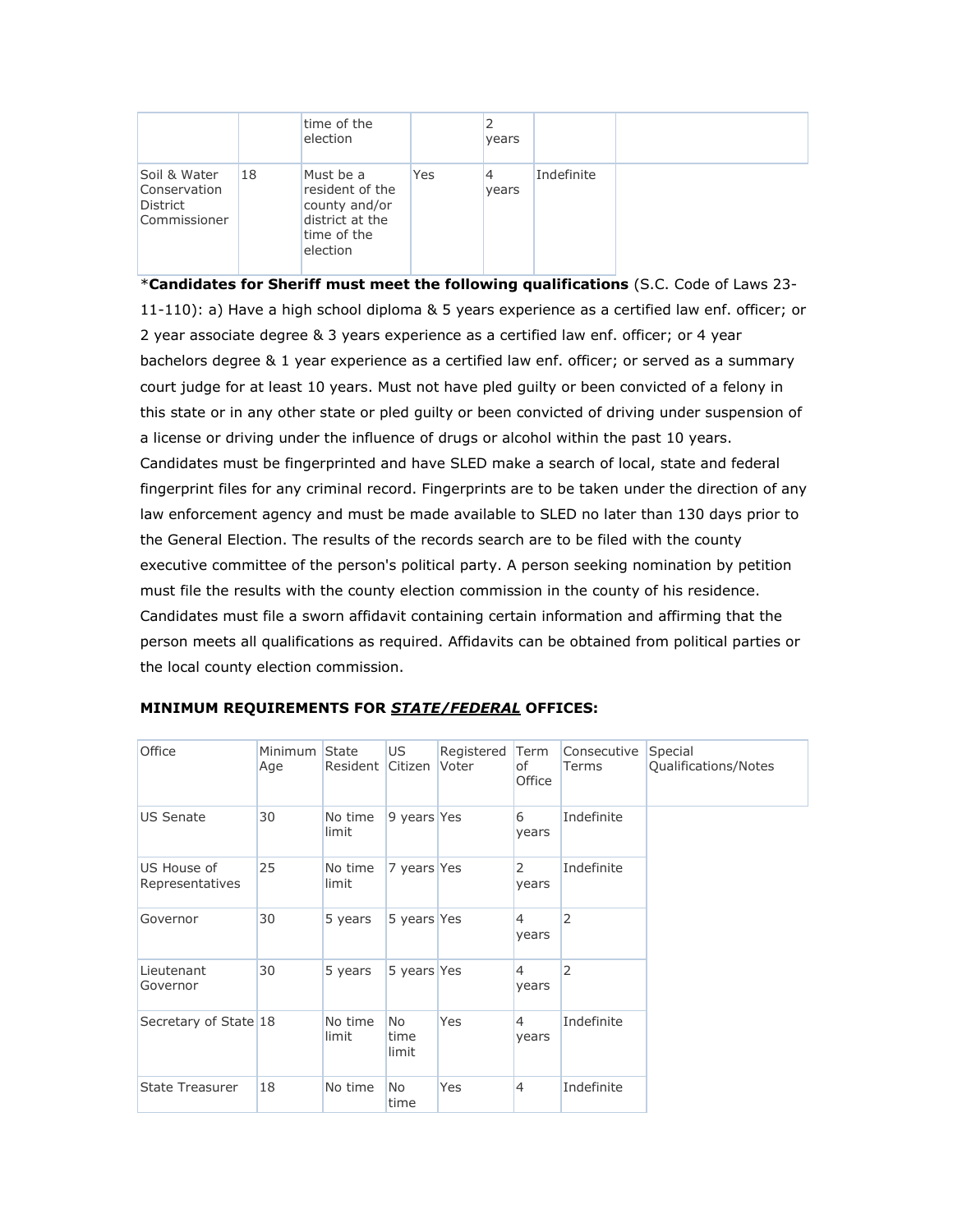| | | time of the election | | 2 years | | |
|---|---|---|---|---|---|---|
| Soil & Water Conservation District Commissioner | 18 | Must be a resident of the county and/or district at the time of the election | Yes | 4 years | Indefinite | |

***Candidates for Sheriff must meet the following qualifications** (S.C. Code of Laws 23-11-110): a) Have a high school diploma & 5 years experience as a certified law enf. officer; or 2 year associate degree & 3 years experience as a certified law enf. officer; or 4 year bachelors degree & 1 year experience as a certified law enf. officer; or served as a summary court judge for at least 10 years. Must not have pled guilty or been convicted of a felony in this state or in any other state or pled guilty or been convicted of driving under suspension of a license or driving under the influence of drugs or alcohol within the past 10 years. Candidates must be fingerprinted and have SLED make a search of local, state and federal fingerprint files for any criminal record. Fingerprints are to be taken under the direction of any law enforcement agency and must be made available to SLED no later than 130 days prior to the General Election. The results of the records search are to be filed with the county executive committee of the person's political party. A person seeking nomination by petition must file the results with the county election commission in the county of his residence. Candidates must file a sworn affidavit containing certain information and affirming that the person meets all qualifications as required. Affidavits can be obtained from political parties or the local county election commission.

**MINIMUM REQUIREMENTS FOR _*STATE/FEDERAL*_ OFFICES:**

| Office | Minimum Age | State Resident | US Citizen | Registered Voter | Term of Office | Consecutive Terms | Special Qualifications/Notes |
|---|---|---|---|---|---|---|---|
| US Senate | 30 | No time limit | 9 years | Yes | 6 years | Indefinite | |
| US House of Representatives | 25 | No time limit | 7 years | Yes | 2 years | Indefinite | |
| Governor | 30 | 5 years | 5 years | Yes | 4 years | 2 | |
| Lieutenant Governor | 30 | 5 years | 5 years | Yes | 4 years | 2 | |
| Secretary of State | 18 | No time limit | No time limit | Yes | 4 years | Indefinite | |
| State Treasurer | 18 | No time | No time | Yes | 4 | Indefinite | |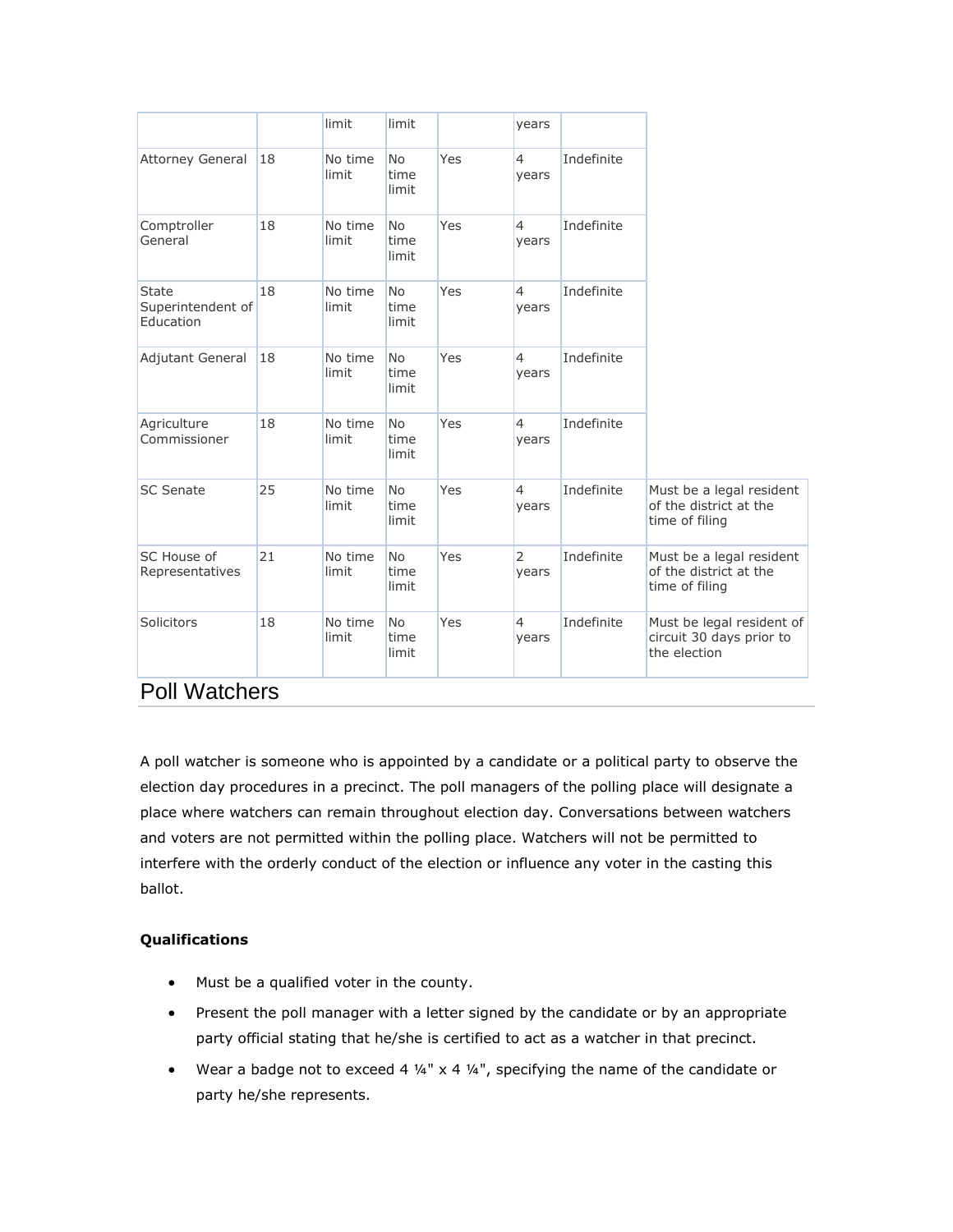|  |  | limit | limit |  | years |  |  |
|---|---|---|---|---|---|---|---|
| Attorney General | 18 | No time limit | No time limit | Yes | 4 years | Indefinite |  |
| Comptroller General | 18 | No time limit | No time limit | Yes | 4 years | Indefinite |  |
| State Superintendent of Education | 18 | No time limit | No time limit | Yes | 4 years | Indefinite |  |
| Adjutant General | 18 | No time limit | No time limit | Yes | 4 years | Indefinite |  |
| Agriculture Commissioner | 18 | No time limit | No time limit | Yes | 4 years | Indefinite |  |
| SC Senate | 25 | No time limit | No time limit | Yes | 4 years | Indefinite | Must be a legal resident of the district at the time of filing |
| SC House of Representatives | 21 | No time limit | No time limit | Yes | 2 years | Indefinite | Must be a legal resident of the district at the time of filing |
| Solicitors | 18 | No time limit | No time limit | Yes | 4 years | Indefinite | Must be legal resident of circuit 30 days prior to the election |

## Poll Watchers

A poll watcher is someone who is appointed by a candidate or a political party to observe the election day procedures in a precinct. The poll managers of the polling place will designate a place where watchers can remain throughout election day. Conversations between watchers and voters are not permitted within the polling place. Watchers will not be permitted to interfere with the orderly conduct of the election or influence any voter in the casting this ballot.

**Qualifications**

- Must be a qualified voter in the county.
- Present the poll manager with a letter signed by the candidate or by an appropriate party official stating that he/she is certified to act as a watcher in that precinct.
- Wear a badge not to exceed 4 ¼" x 4 ¼", specifying the name of the candidate or party he/she represents.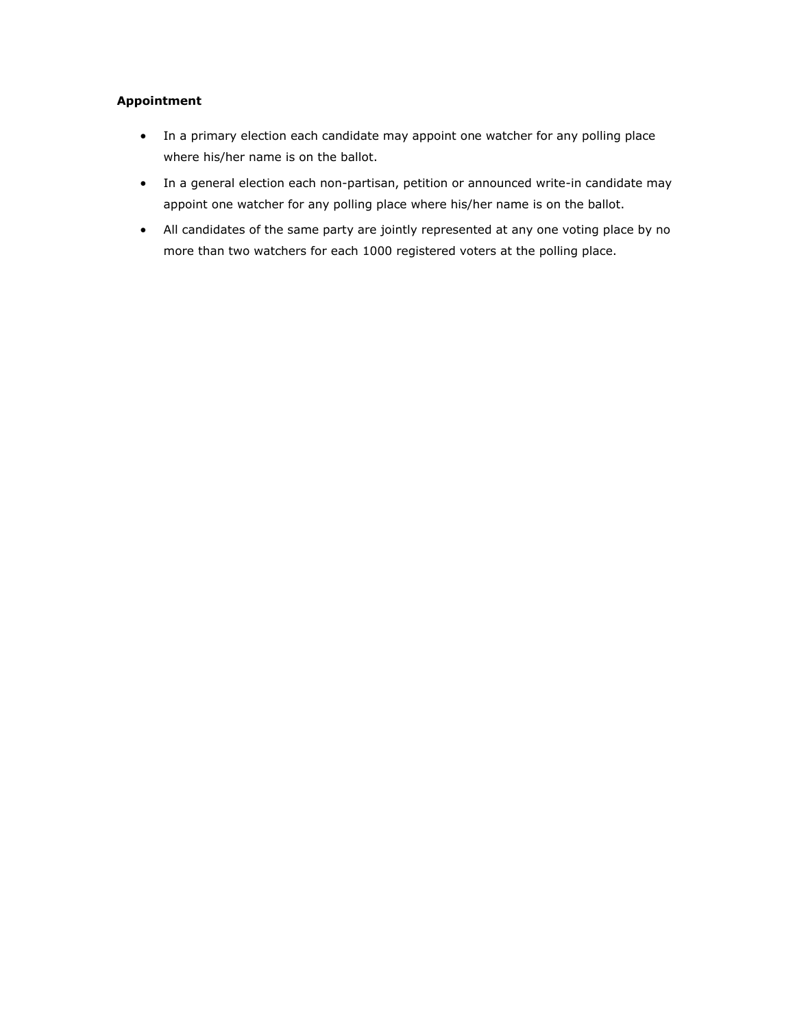**Appointment**

- In a primary election each candidate may appoint one watcher for any polling place where his/her name is on the ballot.
- In a general election each non-partisan, petition or announced write-in candidate may appoint one watcher for any polling place where his/her name is on the ballot.
- All candidates of the same party are jointly represented at any one voting place by no more than two watchers for each 1000 registered voters at the polling place.